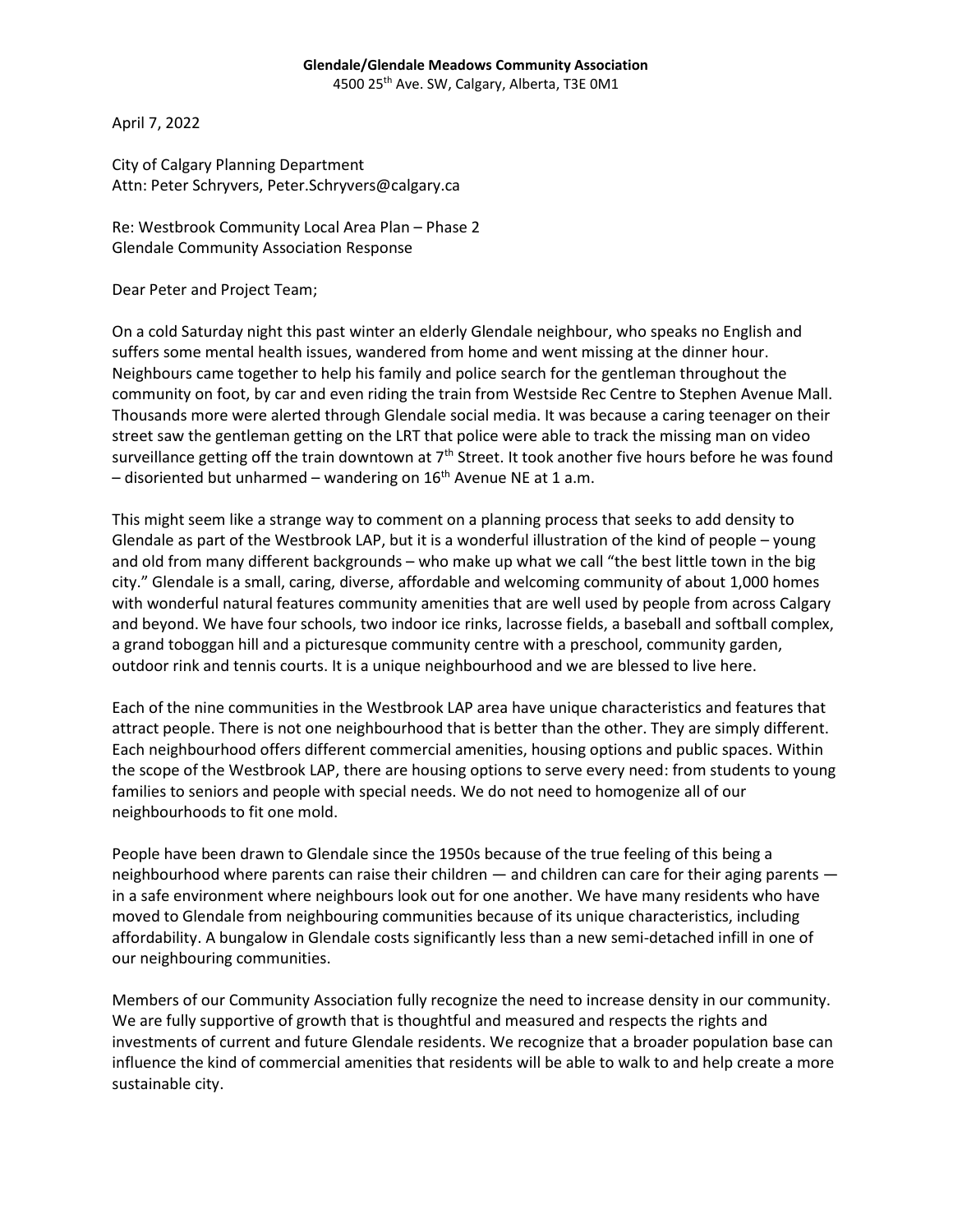**Glendale/Glendale Meadows Community Association**
4500 25th Ave. SW, Calgary, Alberta, T3E 0M1

April 7, 2022

City of Calgary Planning Department
Attn: Peter Schryvers, Peter.Schryvers@calgary.ca

Re: Westbrook Community Local Area Plan – Phase 2
Glendale Community Association Response

Dear Peter and Project Team;

On a cold Saturday night this past winter an elderly Glendale neighbour, who speaks no English and suffers some mental health issues, wandered from home and went missing at the dinner hour. Neighbours came together to help his family and police search for the gentleman throughout the community on foot, by car and even riding the train from Westside Rec Centre to Stephen Avenue Mall. Thousands more were alerted through Glendale social media. It was because a caring teenager on their street saw the gentleman getting on the LRT that police were able to track the missing man on video surveillance getting off the train downtown at 7th Street. It took another five hours before he was found – disoriented but unharmed – wandering on 16th Avenue NE at 1 a.m.

This might seem like a strange way to comment on a planning process that seeks to add density to Glendale as part of the Westbrook LAP, but it is a wonderful illustration of the kind of people – young and old from many different backgrounds – who make up what we call "the best little town in the big city." Glendale is a small, caring, diverse, affordable and welcoming community of about 1,000 homes with wonderful natural features community amenities that are well used by people from across Calgary and beyond. We have four schools, two indoor ice rinks, lacrosse fields, a baseball and softball complex, a grand toboggan hill and a picturesque community centre with a preschool, community garden, outdoor rink and tennis courts. It is a unique neighbourhood and we are blessed to live here.

Each of the nine communities in the Westbrook LAP area have unique characteristics and features that attract people. There is not one neighbourhood that is better than the other. They are simply different. Each neighbourhood offers different commercial amenities, housing options and public spaces. Within the scope of the Westbrook LAP, there are housing options to serve every need: from students to young families to seniors and people with special needs. We do not need to homogenize all of our neighbourhoods to fit one mold.

People have been drawn to Glendale since the 1950s because of the true feeling of this being a neighbourhood where parents can raise their children — and children can care for their aging parents — in a safe environment where neighbours look out for one another. We have many residents who have moved to Glendale from neighbouring communities because of its unique characteristics, including affordability. A bungalow in Glendale costs significantly less than a new semi-detached infill in one of our neighbouring communities.

Members of our Community Association fully recognize the need to increase density in our community. We are fully supportive of growth that is thoughtful and measured and respects the rights and investments of current and future Glendale residents. We recognize that a broader population base can influence the kind of commercial amenities that residents will be able to walk to and help create a more sustainable city.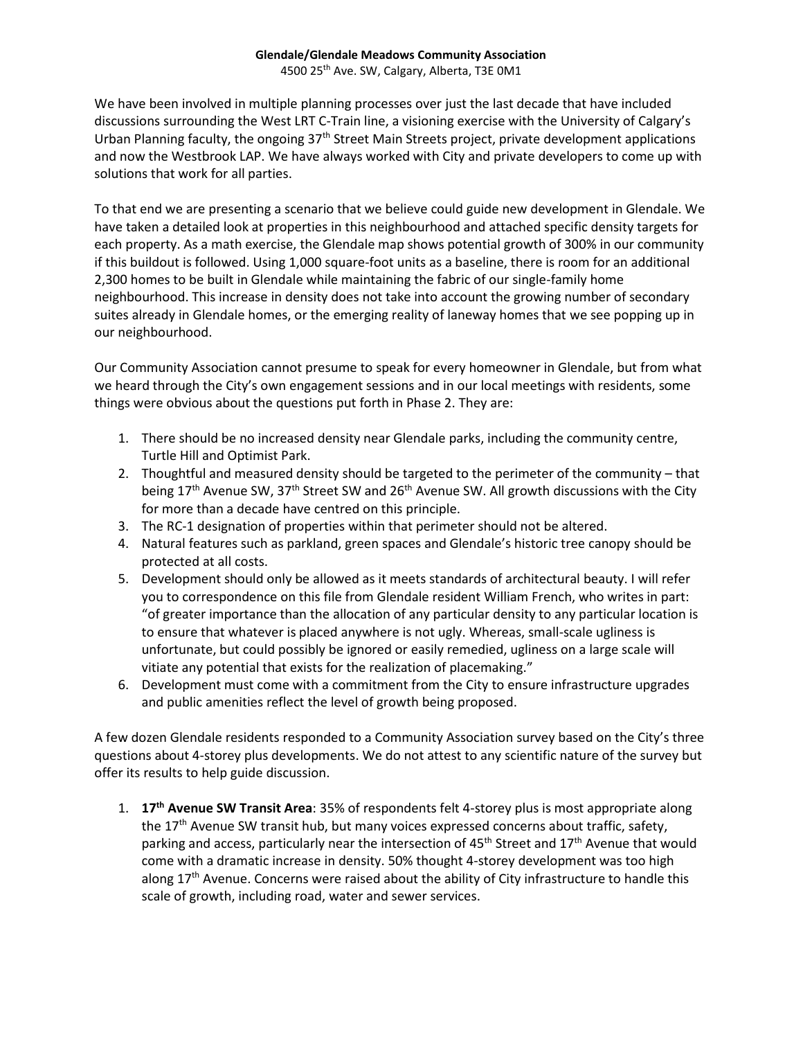**Glendale/Glendale Meadows Community Association**
4500 25th Ave. SW, Calgary, Alberta, T3E 0M1

We have been involved in multiple planning processes over just the last decade that have included discussions surrounding the West LRT C-Train line, a visioning exercise with the University of Calgary's Urban Planning faculty, the ongoing 37th Street Main Streets project, private development applications and now the Westbrook LAP. We have always worked with City and private developers to come up with solutions that work for all parties.

To that end we are presenting a scenario that we believe could guide new development in Glendale. We have taken a detailed look at properties in this neighbourhood and attached specific density targets for each property. As a math exercise, the Glendale map shows potential growth of 300% in our community if this buildout is followed. Using 1,000 square-foot units as a baseline, there is room for an additional 2,300 homes to be built in Glendale while maintaining the fabric of our single-family home neighbourhood. This increase in density does not take into account the growing number of secondary suites already in Glendale homes, or the emerging reality of laneway homes that we see popping up in our neighbourhood.

Our Community Association cannot presume to speak for every homeowner in Glendale, but from what we heard through the City's own engagement sessions and in our local meetings with residents, some things were obvious about the questions put forth in Phase 2. They are:

1. There should be no increased density near Glendale parks, including the community centre, Turtle Hill and Optimist Park.
2. Thoughtful and measured density should be targeted to the perimeter of the community – that being 17th Avenue SW, 37th Street SW and 26th Avenue SW. All growth discussions with the City for more than a decade have centred on this principle.
3. The RC-1 designation of properties within that perimeter should not be altered.
4. Natural features such as parkland, green spaces and Glendale's historic tree canopy should be protected at all costs.
5. Development should only be allowed as it meets standards of architectural beauty. I will refer you to correspondence on this file from Glendale resident William French, who writes in part: "of greater importance than the allocation of any particular density to any particular location is to ensure that whatever is placed anywhere is not ugly. Whereas, small-scale ugliness is unfortunate, but could possibly be ignored or easily remedied, ugliness on a large scale will vitiate any potential that exists for the realization of placemaking."
6. Development must come with a commitment from the City to ensure infrastructure upgrades and public amenities reflect the level of growth being proposed.

A few dozen Glendale residents responded to a Community Association survey based on the City's three questions about 4-storey plus developments. We do not attest to any scientific nature of the survey but offer its results to help guide discussion.

1. **17th Avenue SW Transit Area**: 35% of respondents felt 4-storey plus is most appropriate along the 17th Avenue SW transit hub, but many voices expressed concerns about traffic, safety, parking and access, particularly near the intersection of 45th Street and 17th Avenue that would come with a dramatic increase in density. 50% thought 4-storey development was too high along 17th Avenue. Concerns were raised about the ability of City infrastructure to handle this scale of growth, including road, water and sewer services.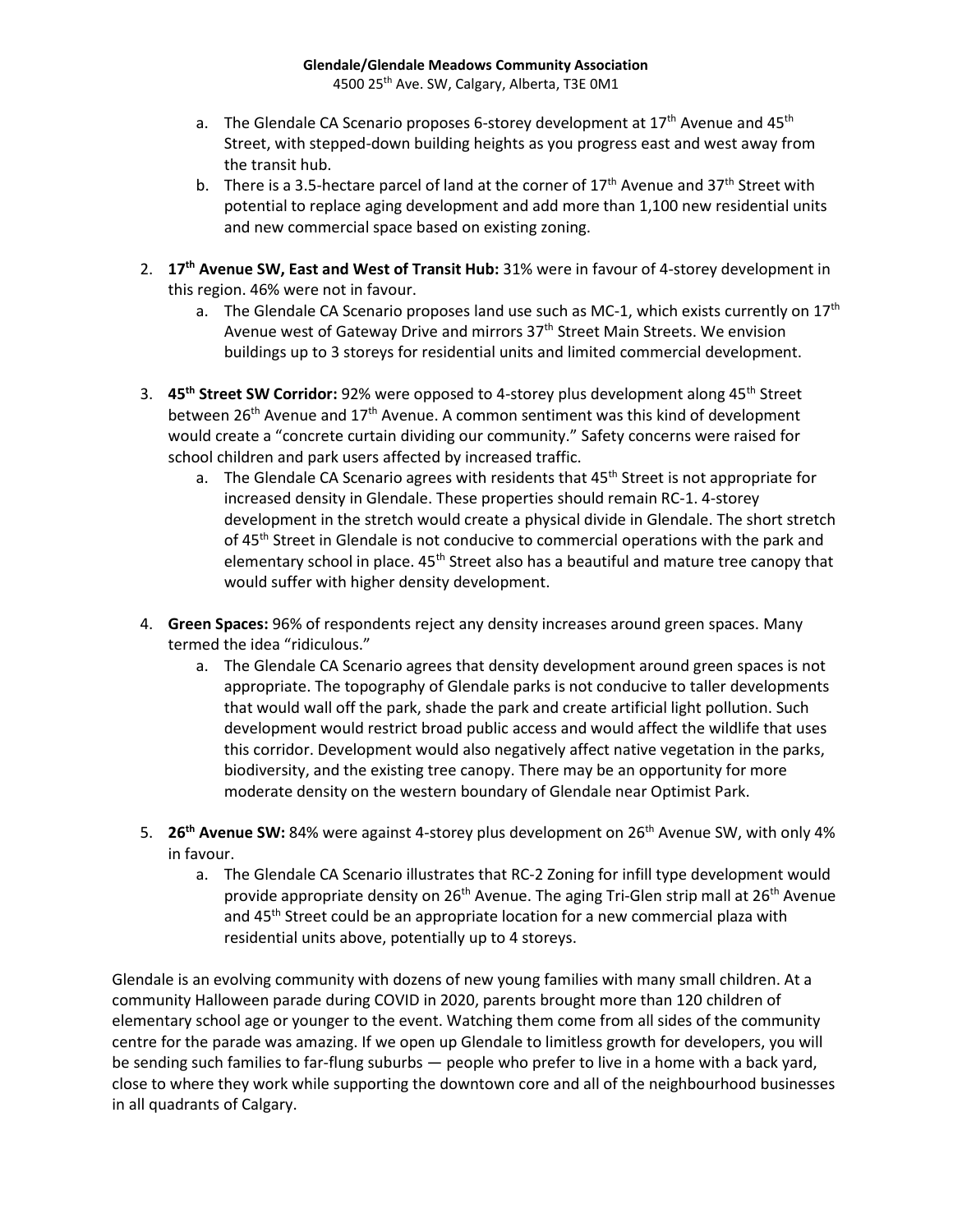a. The Glendale CA Scenario proposes 6-storey development at 17th Avenue and 45th Street, with stepped-down building heights as you progress east and west away from the transit hub.
b. There is a 3.5-hectare parcel of land at the corner of 17th Avenue and 37th Street with potential to replace aging development and add more than 1,100 new residential units and new commercial space based on existing zoning.

2. **17th Avenue SW, East and West of Transit Hub:** 31% were in favour of 4-storey development in this region. 46% were not in favour.
   a. The Glendale CA Scenario proposes land use such as MC-1, which exists currently on 17th Avenue west of Gateway Drive and mirrors 37th Street Main Streets. We envision buildings up to 3 storeys for residential units and limited commercial development.

3. **45th Street SW Corridor:** 92% were opposed to 4-storey plus development along 45th Street between 26th Avenue and 17th Avenue. A common sentiment was this kind of development would create a "concrete curtain dividing our community." Safety concerns were raised for school children and park users affected by increased traffic.
   a. The Glendale CA Scenario agrees with residents that 45th Street is not appropriate for increased density in Glendale. These properties should remain RC-1. 4-storey development in the stretch would create a physical divide in Glendale. The short stretch of 45th Street in Glendale is not conducive to commercial operations with the park and elementary school in place. 45th Street also has a beautiful and mature tree canopy that would suffer with higher density development.

4. **Green Spaces:** 96% of respondents reject any density increases around green spaces. Many termed the idea "ridiculous."
   a. The Glendale CA Scenario agrees that density development around green spaces is not appropriate. The topography of Glendale parks is not conducive to taller developments that would wall off the park, shade the park and create artificial light pollution. Such development would restrict broad public access and would affect the wildlife that uses this corridor. Development would also negatively affect native vegetation in the parks, biodiversity, and the existing tree canopy. There may be an opportunity for more moderate density on the western boundary of Glendale near Optimist Park.

5. **26th Avenue SW:** 84% were against 4-storey plus development on 26th Avenue SW, with only 4% in favour.
   a. The Glendale CA Scenario illustrates that RC-2 Zoning for infill type development would provide appropriate density on 26th Avenue. The aging Tri-Glen strip mall at 26th Avenue and 45th Street could be an appropriate location for a new commercial plaza with residential units above, potentially up to 4 storeys.

Glendale is an evolving community with dozens of new young families with many small children. At a community Halloween parade during COVID in 2020, parents brought more than 120 children of elementary school age or younger to the event. Watching them come from all sides of the community centre for the parade was amazing. If we open up Glendale to limitless growth for developers, you will be sending such families to far-flung suburbs — people who prefer to live in a home with a back yard, close to where they work while supporting the downtown core and all of the neighbourhood businesses in all quadrants of Calgary.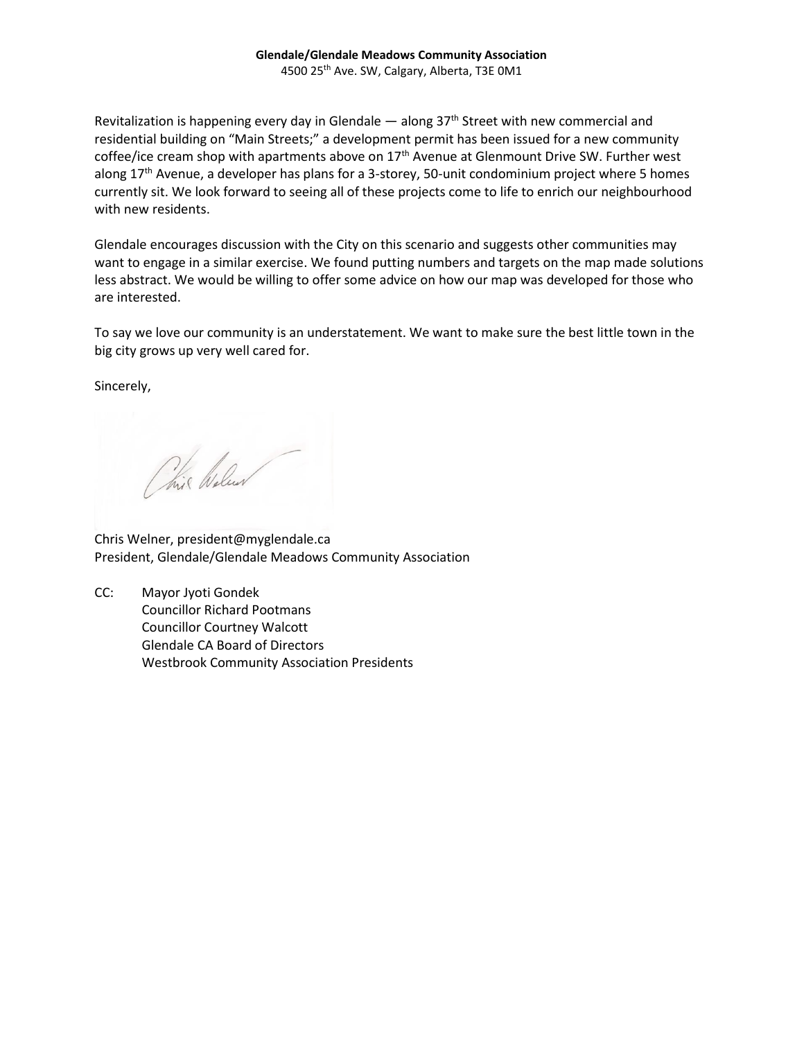**Glendale/Glendale Meadows Community Association**
4500 25th Ave. SW, Calgary, Alberta, T3E 0M1

Revitalization is happening every day in Glendale — along 37th Street with new commercial and residential building on "Main Streets;" a development permit has been issued for a new community coffee/ice cream shop with apartments above on 17th Avenue at Glenmount Drive SW. Further west along 17th Avenue, a developer has plans for a 3-storey, 50-unit condominium project where 5 homes currently sit. We look forward to seeing all of these projects come to life to enrich our neighbourhood with new residents.

Glendale encourages discussion with the City on this scenario and suggests other communities may want to engage in a similar exercise. We found putting numbers and targets on the map made solutions less abstract. We would be willing to offer some advice on how our map was developed for those who are interested.

To say we love our community is an understatement. We want to make sure the best little town in the big city grows up very well cared for.

Sincerely,

Chris Welner, president@myglendale.ca
President, Glendale/Glendale Meadows Community Association

CC: Mayor Jyoti Gondek
Councillor Richard Pootmans
Councillor Courtney Walcott
Glendale CA Board of Directors
Westbrook Community Association Presidents